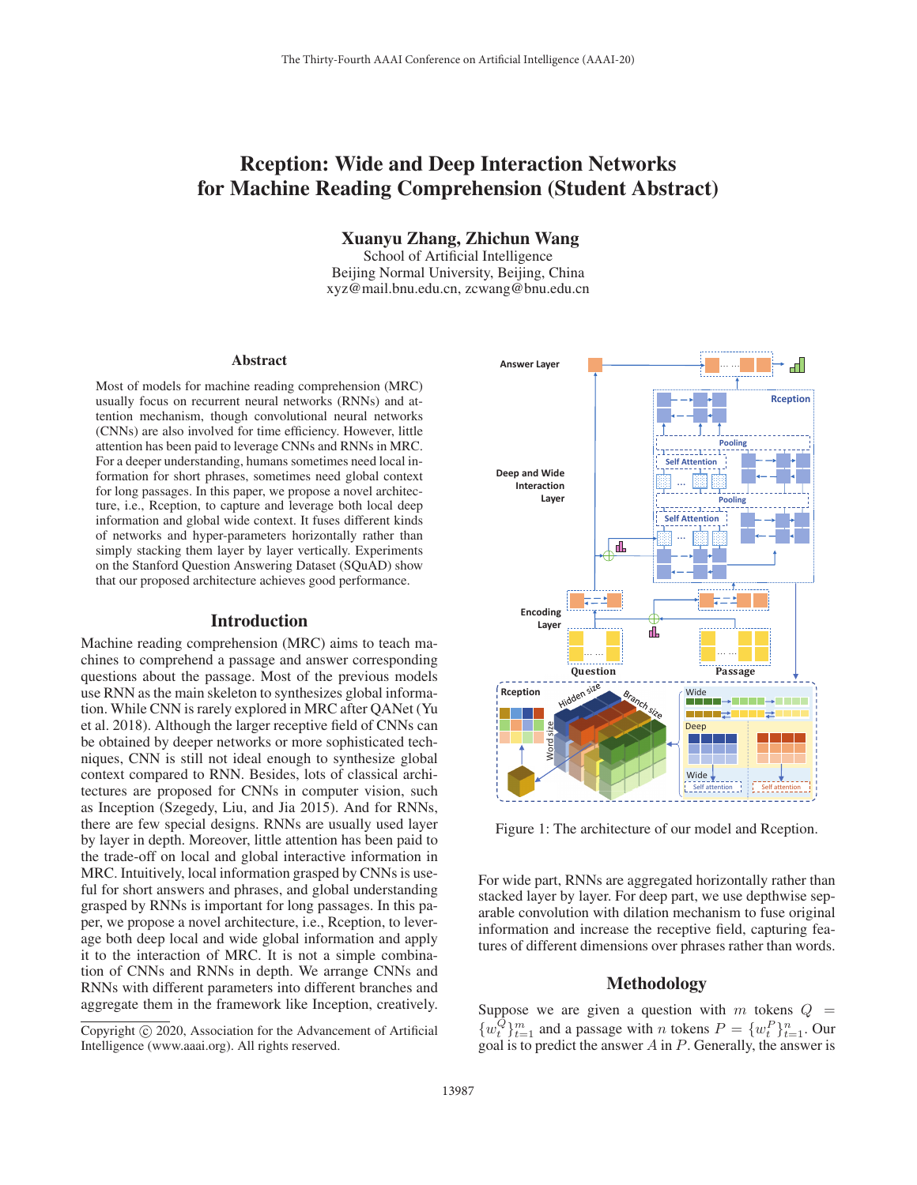# Rception: Wide and Deep Interaction Networks for Machine Reading Comprehension (Student Abstract)

**Xuanyu Zhang, Zhichun Wang**
School of Artificial Intelligence
Beijing Normal University, Beijing, China
xyz@mail.bnu.edu.cn, zcwang@bnu.edu.cn

## Abstract

Most of models for machine reading comprehension (MRC) usually focus on recurrent neural networks (RNNs) and attention mechanism, though convolutional neural networks (CNNs) are also involved for time efficiency. However, little attention has been paid to leverage CNNs and RNNs in MRC. For a deeper understanding, humans sometimes need local information for short phrases, sometimes need global context for long passages. In this paper, we propose a novel architecture, i.e., Rception, to capture and leverage both local deep information and global wide context. It fuses different kinds of networks and hyper-parameters horizontally rather than simply stacking them layer by layer vertically. Experiments on the Stanford Question Answering Dataset (SQuAD) show that our proposed architecture achieves good performance.

## Introduction

Machine reading comprehension (MRC) aims to teach machines to comprehend a passage and answer corresponding questions about the passage. Most of the previous models use RNN as the main skeleton to synthesizes global information. While CNN is rarely explored in MRC after QANet (Yu et al. 2018). Although the larger receptive field of CNNs can be obtained by deeper networks or more sophisticated techniques, CNN is still not ideal enough to synthesize global context compared to RNN. Besides, lots of classical architectures are proposed for CNNs in computer vision, such as Inception (Szegedy, Liu, and Jia 2015). And for RNNs, there are few special designs. RNNs are usually used layer by layer in depth. Moreover, little attention has been paid to the trade-off on local and global interactive information in MRC. Intuitively, local information grasped by CNNs is useful for short answers and phrases, and global understanding grasped by RNNs is important for long passages. In this paper, we propose a novel architecture, i.e., Rception, to leverage both deep local and wide global information and apply it to the interaction of MRC. It is not a simple combination of CNNs and RNNs in depth. We arrange CNNs and RNNs with different parameters into different branches and aggregate them in the framework like Inception, creatively.

Figure 1: The architecture of our model and Rception.

For wide part, RNNs are aggregated horizontally rather than stacked layer by layer. For deep part, we use depthwise separable convolution with dilation mechanism to fuse original information and increase the receptive field, capturing features of different dimensions over phrases rather than words.

## Methodology

Suppose we are given a question with $m$ tokens $Q = \{w_t^Q\}_{t=1}^m$ and a passage with $n$ tokens $P = \{w_t^P\}_{t=1}^n$. Our goal is to predict the answer $A$ in $P$. Generally, the answer is

Copyright © 2020, Association for the Advancement of Artificial Intelligence (www.aaai.org). All rights reserved.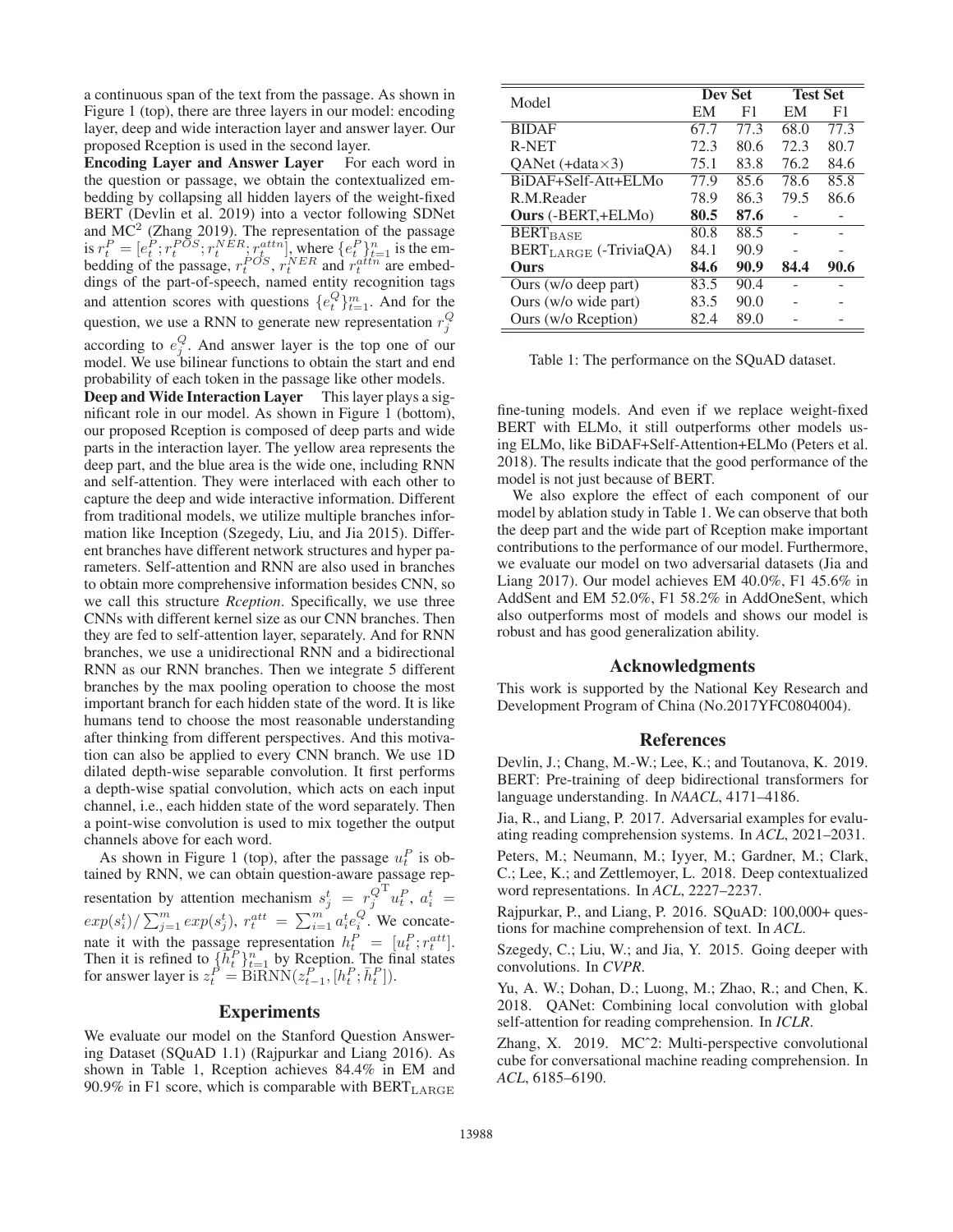a continuous span of the text from the passage. As shown in Figure 1 (top), there are three layers in our model: encoding layer, deep and wide interaction layer and answer layer. Our proposed Rception is used in the second layer.

**Encoding Layer and Answer Layer** For each word in the question or passage, we obtain the contextualized embedding by collapsing all hidden layers of the weight-fixed BERT (Devlin et al. 2019) into a vector following SDNet and MC$^2$ (Zhang 2019). The representation of the passage is $r_t^P = [e_t^P; r_t^{POS}; r_t^{NER}; r_t^{attn}]$, where $\{e_t^P\}_{t=1}^n$ is the embedding of the passage, $r_t^{POS}$, $r_t^{NER}$ and $r_t^{attn}$ are embeddings of the part-of-speech, named entity recognition tags and attention scores with questions $\{e_t^Q\}_{t=1}^m$. And for the question, we use a RNN to generate new representation $r_j^Q$ according to $e_j^Q$. And answer layer is the top one of our model. We use bilinear functions to obtain the start and end probability of each token in the passage like other models.

**Deep and Wide Interaction Layer** This layer plays a significant role in our model. As shown in Figure 1 (bottom), our proposed Rception is composed of deep parts and wide parts in the interaction layer. The yellow area represents the deep part, and the blue area is the wide one, including RNN and self-attention. They were interlaced with each other to capture the deep and wide interactive information. Different from traditional models, we utilize multiple branches information like Inception (Szegedy, Liu, and Jia 2015). Different branches have different network structures and hyper parameters. Self-attention and RNN are also used in branches to obtain more comprehensive information besides CNN, so we call this structure *Rception*. Specifically, we use three CNNs with different kernel size as our CNN branches. Then they are fed to self-attention layer, separately. And for RNN branches, we use a unidirectional RNN and a bidirectional RNN as our RNN branches. Then we integrate 5 different branches by the max pooling operation to choose the most important branch for each hidden state of the word. It is like humans tend to choose the most reasonable understanding after thinking from different perspectives. And this motivation can also be applied to every CNN branch. We use 1D dilated depth-wise separable convolution. It first performs a depth-wise spatial convolution, which acts on each input channel, i.e., each hidden state of the word separately. Then a point-wise convolution is used to mix together the output channels above for each word.

As shown in Figure 1 (top), after the passage $u_t^P$ is obtained by RNN, we can obtain question-aware passage representation by attention mechanism $s_j^t = r_j^{Q^{\mathrm{T}}} u_t^P$, $a_i^t = exp(s_i^t)/\sum_{j=1}^m exp(s_j^t)$, $r_t^{att} = \sum_{i=1}^m a_i^t e_i^Q$. We concatenate it with the passage representation $h_t^P = [u_t^P; r_t^{att}]$. Then it is refined to $\{\bar{h}_t^P\}_{t=1}^n$ by Rception. The final states for answer layer is $z_t^P = \mathrm{BiRNN}(z_{t-1}^P, [h_t^P; \bar{h}_t^P])$.

## Experiments

We evaluate our model on the Stanford Question Answering Dataset (SQuAD 1.1) (Rajpurkar and Liang 2016). As shown in Table 1, Rception achieves 84.4% in EM and 90.9% in F1 score, which is comparable with $\mathrm{BERT_{LARGE}}$ fine-tuning models. And even if we replace weight-fixed BERT with ELMo, it still outperforms other models using ELMo, like BiDAF+Self-Attention+ELMo (Peters et al. 2018). The results indicate that the good performance of the model is not just because of BERT.

| Model | Dev Set | | Test Set | |
|---|---|---|---|---|
| | EM | F1 | EM | F1 |
| BIDAF | 67.7 | 77.3 | 68.0 | 77.3 |
| R-NET | 72.3 | 80.6 | 72.3 | 80.7 |
| QANet (+data×3) | 75.1 | 83.8 | 76.2 | 84.6 |
| BiDAF+Self-Att+ELMo | 77.9 | 85.6 | 78.6 | 85.8 |
| R.M.Reader | 78.9 | 86.3 | 79.5 | 86.6 |
| **Ours** (-BERT,+ELMo) | **80.5** | **87.6** | - | - |
| $\mathrm{BERT_{BASE}}$ | 80.8 | 88.5 | - | - |
| $\mathrm{BERT_{LARGE}}$ (-TriviaQA) | 84.1 | 90.9 | - | - |
| **Ours** | **84.6** | **90.9** | **84.4** | **90.6** |
| Ours (w/o deep part) | 83.5 | 90.4 | - | - |
| Ours (w/o wide part) | 83.5 | 90.0 | - | - |
| Ours (w/o Rception) | 82.4 | 89.0 | - | - |

Table 1: The performance on the SQuAD dataset.

We also explore the effect of each component of our model by ablation study in Table 1. We can observe that both the deep part and the wide part of Rception make important contributions to the performance of our model. Furthermore, we evaluate our model on two adversarial datasets (Jia and Liang 2017). Our model achieves EM 40.0%, F1 45.6% in AddSent and EM 52.0%, F1 58.2% in AddOneSent, which also outperforms most of models and shows our model is robust and has good generalization ability.

## Acknowledgments

This work is supported by the National Key Research and Development Program of China (No.2017YFC0804004).

## References

Devlin, J.; Chang, M.-W.; Lee, K.; and Toutanova, K. 2019. BERT: Pre-training of deep bidirectional transformers for language understanding. In *NAACL*, 4171–4186.

Jia, R., and Liang, P. 2017. Adversarial examples for evaluating reading comprehension systems. In *ACL*, 2021–2031.

Peters, M.; Neumann, M.; Iyyer, M.; Gardner, M.; Clark, C.; Lee, K.; and Zettlemoyer, L. 2018. Deep contextualized word representations. In *ACL*, 2227–2237.

Rajpurkar, P., and Liang, P. 2016. SQuAD: 100,000+ questions for machine comprehension of text. In *ACL*.

Szegedy, C.; Liu, W.; and Jia, Y. 2015. Going deeper with convolutions. In *CVPR*.

Yu, A. W.; Dohan, D.; Luong, M.; Zhao, R.; and Chen, K. 2018. QANet: Combining local convolution with global self-attention for reading comprehension. In *ICLR*.

Zhang, X. 2019. MCˆ2: Multi-perspective convolutional cube for conversational machine reading comprehension. In *ACL*, 6185–6190.